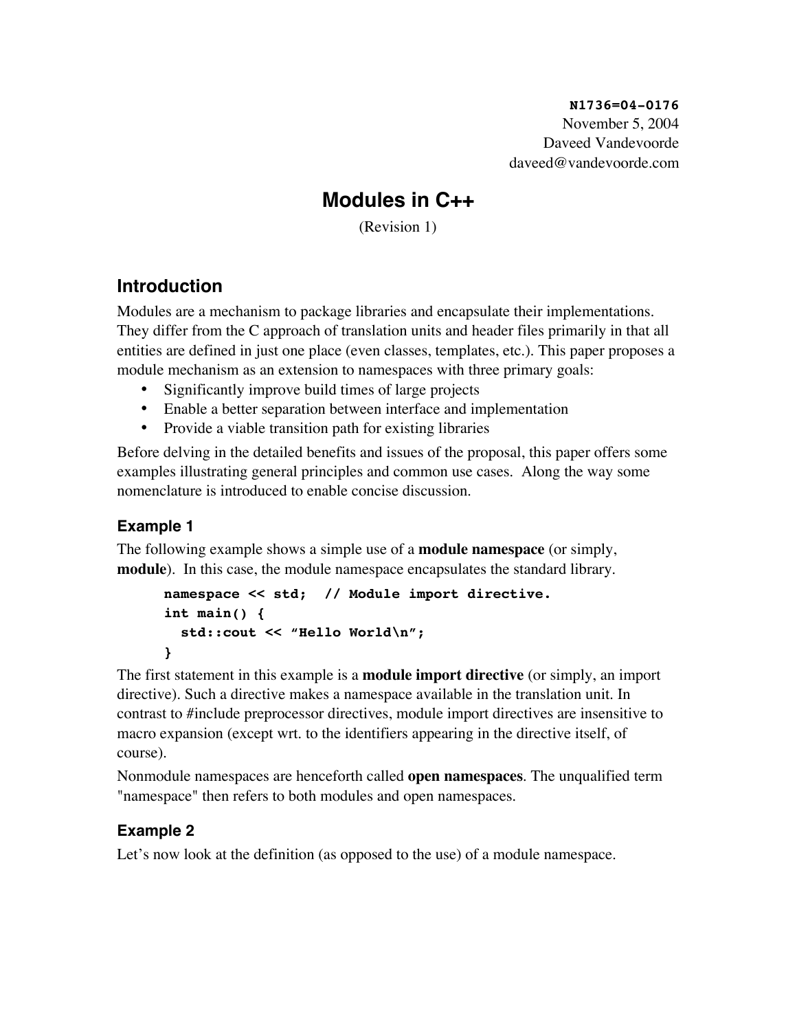**N1736=04-0176**
November 5, 2004
Daveed Vandevoorde
daveed@vandevoorde.com

# Modules in C++

(Revision 1)

## Introduction

Modules are a mechanism to package libraries and encapsulate their implementations. They differ from the C approach of translation units and header files primarily in that all entities are defined in just one place (even classes, templates, etc.). This paper proposes a module mechanism as an extension to namespaces with three primary goals:

- Significantly improve build times of large projects
- Enable a better separation between interface and implementation
- Provide a viable transition path for existing libraries

Before delving in the detailed benefits and issues of the proposal, this paper offers some examples illustrating general principles and common use cases. Along the way some nomenclature is introduced to enable concise discussion.

### Example 1

The following example shows a simple use of a **module namespace** (or simply, **module**). In this case, the module namespace encapsulates the standard library.

```
namespace << std;  // Module import directive.
int main() {
  std::cout << "Hello World\n";
}
```

The first statement in this example is a **module import directive** (or simply, an import directive). Such a directive makes a namespace available in the translation unit. In contrast to #include preprocessor directives, module import directives are insensitive to macro expansion (except wrt. to the identifiers appearing in the directive itself, of course).

Nonmodule namespaces are henceforth called **open namespaces**. The unqualified term "namespace" then refers to both modules and open namespaces.

### Example 2

Let's now look at the definition (as opposed to the use) of a module namespace.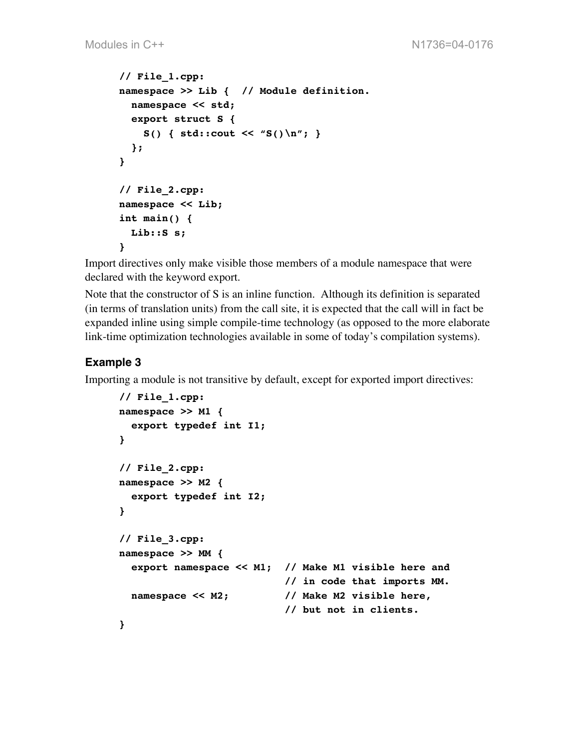```
// File_1.cpp:
namespace >> Lib {  // Module definition.
  namespace << std;
  export struct S {
    S() { std::cout << "S()\n"; }
  };
}

// File_2.cpp:
namespace << Lib;
int main() {
  Lib::S s;
}
```

Import directives only make visible those members of a module namespace that were declared with the keyword export.

Note that the constructor of S is an inline function. Although its definition is separated (in terms of translation units) from the call site, it is expected that the call will in fact be expanded inline using simple compile-time technology (as opposed to the more elaborate link-time optimization technologies available in some of today's compilation systems).

### Example 3

Importing a module is not transitive by default, except for exported import directives:

```
// File_1.cpp:
namespace >> M1 {
  export typedef int I1;
}

// File_2.cpp:
namespace >> M2 {
  export typedef int I2;
}

// File_3.cpp:
namespace >> MM {
  export namespace << M1;  // Make M1 visible here and
                           // in code that imports MM.
  namespace << M2;         // Make M2 visible here,
                           // but not in clients.
}
```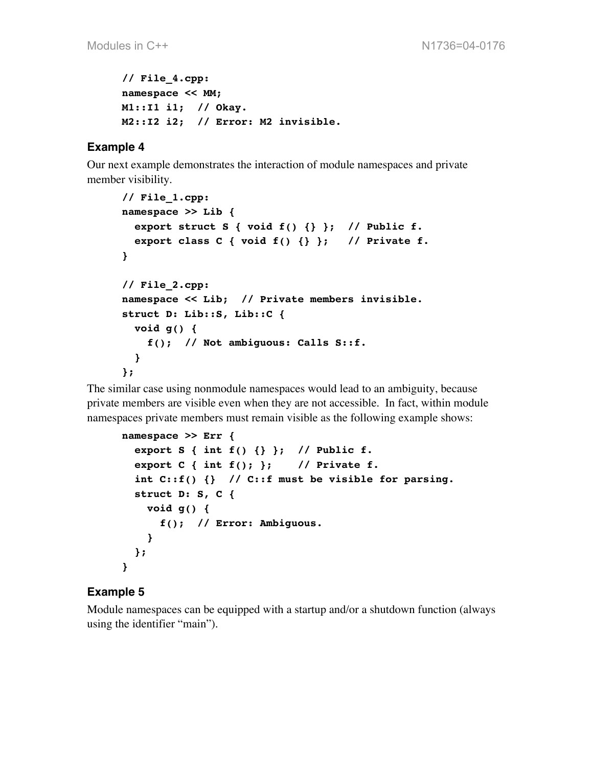```
// File_4.cpp:
namespace << MM;
M1::I1 i1;  // Okay.
M2::I2 i2;  // Error: M2 invisible.
```

### Example 4

Our next example demonstrates the interaction of module namespaces and private member visibility.

```
// File_1.cpp:
namespace >> Lib {
  export struct S { void f() {} };  // Public f.
  export class C { void f() {} };   // Private f.
}

// File_2.cpp:
namespace << Lib;  // Private members invisible.
struct D: Lib::S, Lib::C {
  void g() {
    f();  // Not ambiguous: Calls S::f.
  }
};
```

The similar case using nonmodule namespaces would lead to an ambiguity, because private members are visible even when they are not accessible. In fact, within module namespaces private members must remain visible as the following example shows:

```
namespace >> Err {
  export S { int f() {} };  // Public f.
  export C { int f(); };    // Private f.
  int C::f() {}  // C::f must be visible for parsing.
  struct D: S, C {
    void g() {
      f();  // Error: Ambiguous.
    }
  };
}
```

### Example 5

Module namespaces can be equipped with a startup and/or a shutdown function (always using the identifier "main").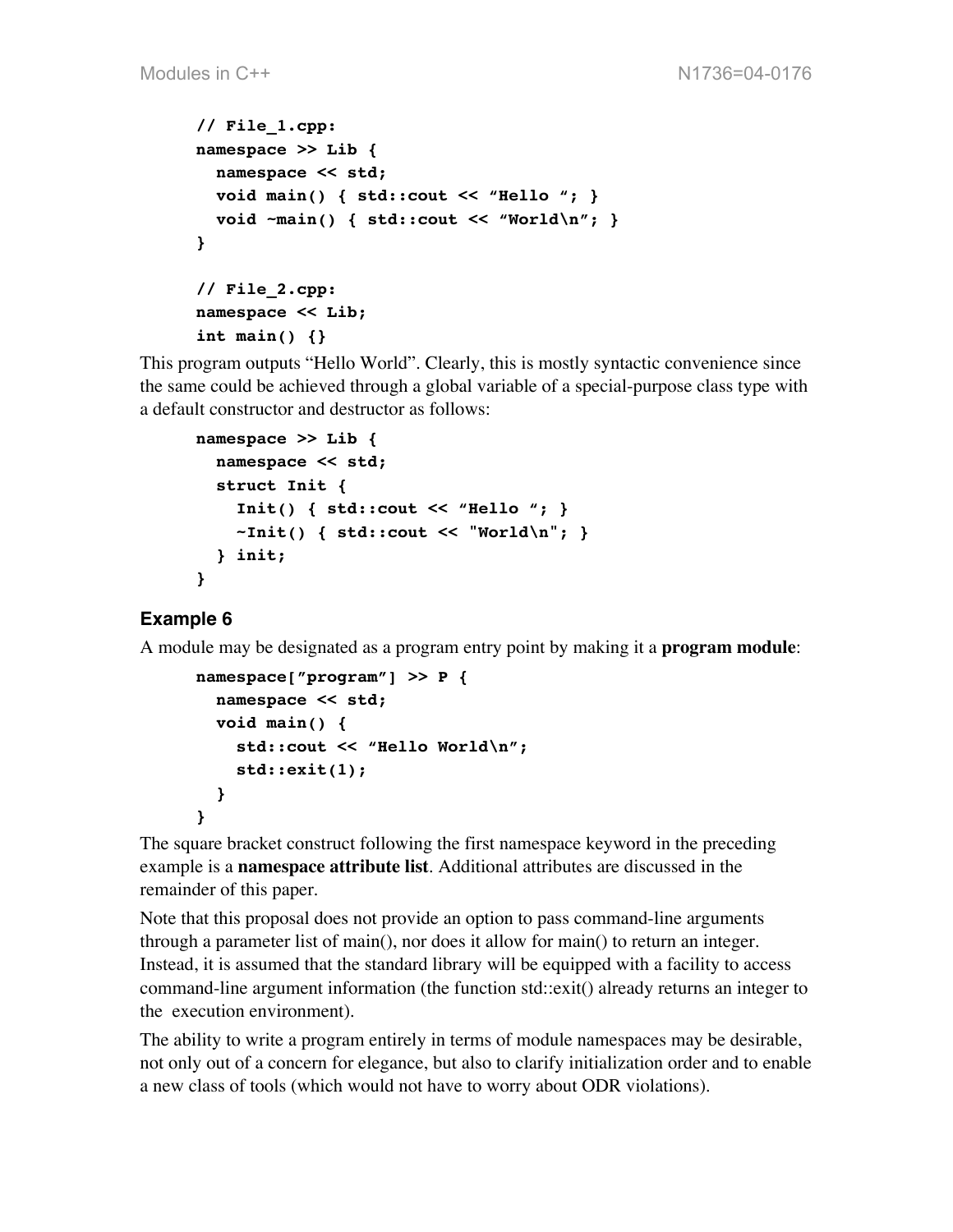```
// File_1.cpp:
namespace >> Lib {
  namespace << std;
  void main() { std::cout << "Hello "; }
  void ~main() { std::cout << "World\n"; }
}

// File_2.cpp:
namespace << Lib;
int main() {}
```

This program outputs "Hello World". Clearly, this is mostly syntactic convenience since the same could be achieved through a global variable of a special-purpose class type with a default constructor and destructor as follows:

```
namespace >> Lib {
  namespace << std;
  struct Init {
    Init() { std::cout << "Hello "; }
    ~Init() { std::cout << "World\n"; }
  } init;
}
```

### Example 6

A module may be designated as a program entry point by making it a **program module**:

```
namespace["program"] >> P {
  namespace << std;
  void main() {
    std::cout << "Hello World\n";
    std::exit(1);
  }
}
```

The square bracket construct following the first namespace keyword in the preceding example is a **namespace attribute list**. Additional attributes are discussed in the remainder of this paper.

Note that this proposal does not provide an option to pass command-line arguments through a parameter list of main(), nor does it allow for main() to return an integer. Instead, it is assumed that the standard library will be equipped with a facility to access command-line argument information (the function std::exit() already returns an integer to the execution environment).

The ability to write a program entirely in terms of module namespaces may be desirable, not only out of a concern for elegance, but also to clarify initialization order and to enable a new class of tools (which would not have to worry about ODR violations).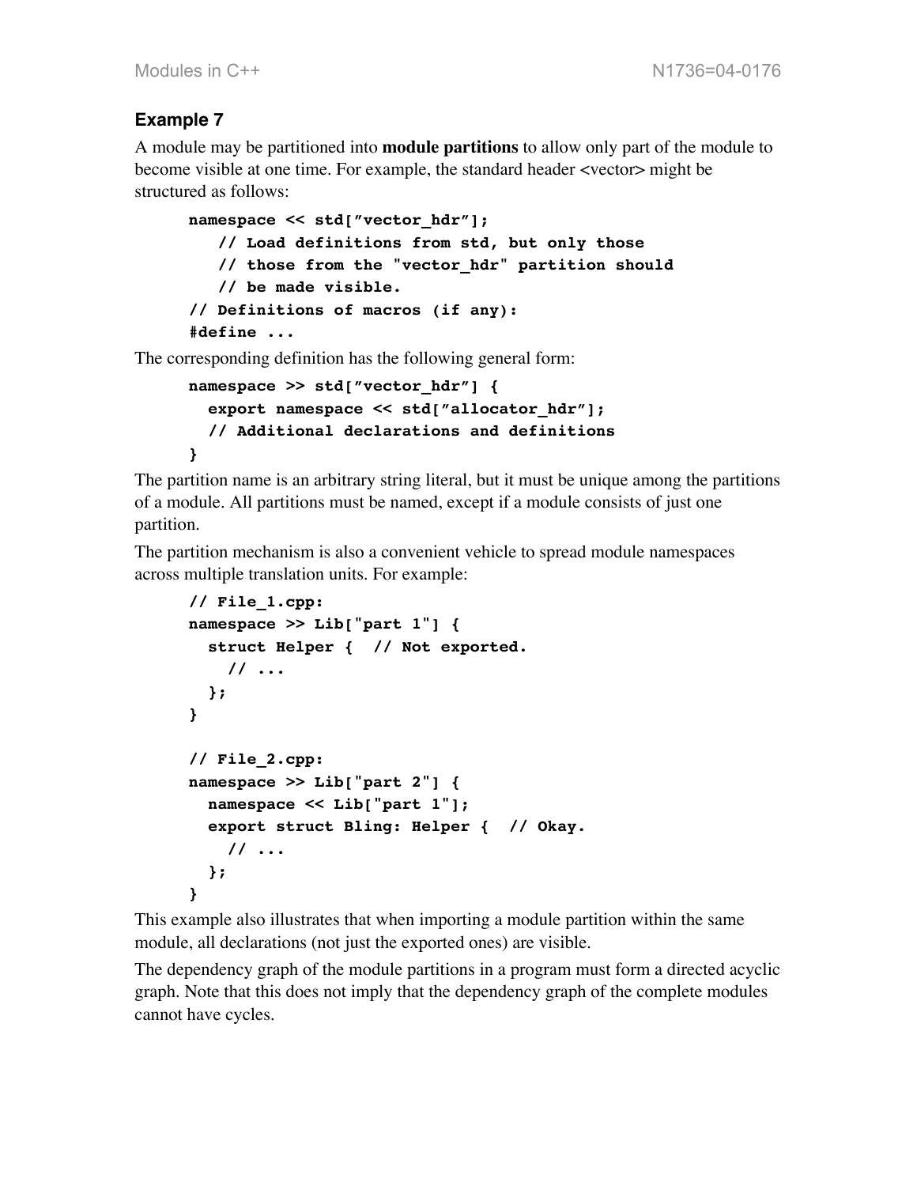### Example 7

A module may be partitioned into **module partitions** to allow only part of the module to become visible at one time. For example, the standard header <vector> might be structured as follows:

```
namespace << std["vector_hdr"];
   // Load definitions from std, but only those
   // those from the "vector_hdr" partition should
   // be made visible.
// Definitions of macros (if any):
#define ...
```

The corresponding definition has the following general form:

```
namespace >> std["vector_hdr"] {
  export namespace << std["allocator_hdr"];
  // Additional declarations and definitions
}
```

The partition name is an arbitrary string literal, but it must be unique among the partitions of a module. All partitions must be named, except if a module consists of just one partition.

The partition mechanism is also a convenient vehicle to spread module namespaces across multiple translation units. For example:

```
// File_1.cpp:
namespace >> Lib["part 1"] {
  struct Helper {  // Not exported.
    // ...
  };
}

// File_2.cpp:
namespace >> Lib["part 2"] {
  namespace << Lib["part 1"];
  export struct Bling: Helper {  // Okay.
    // ...
  };
}
```

This example also illustrates that when importing a module partition within the same module, all declarations (not just the exported ones) are visible.

The dependency graph of the module partitions in a program must form a directed acyclic graph. Note that this does not imply that the dependency graph of the complete modules cannot have cycles.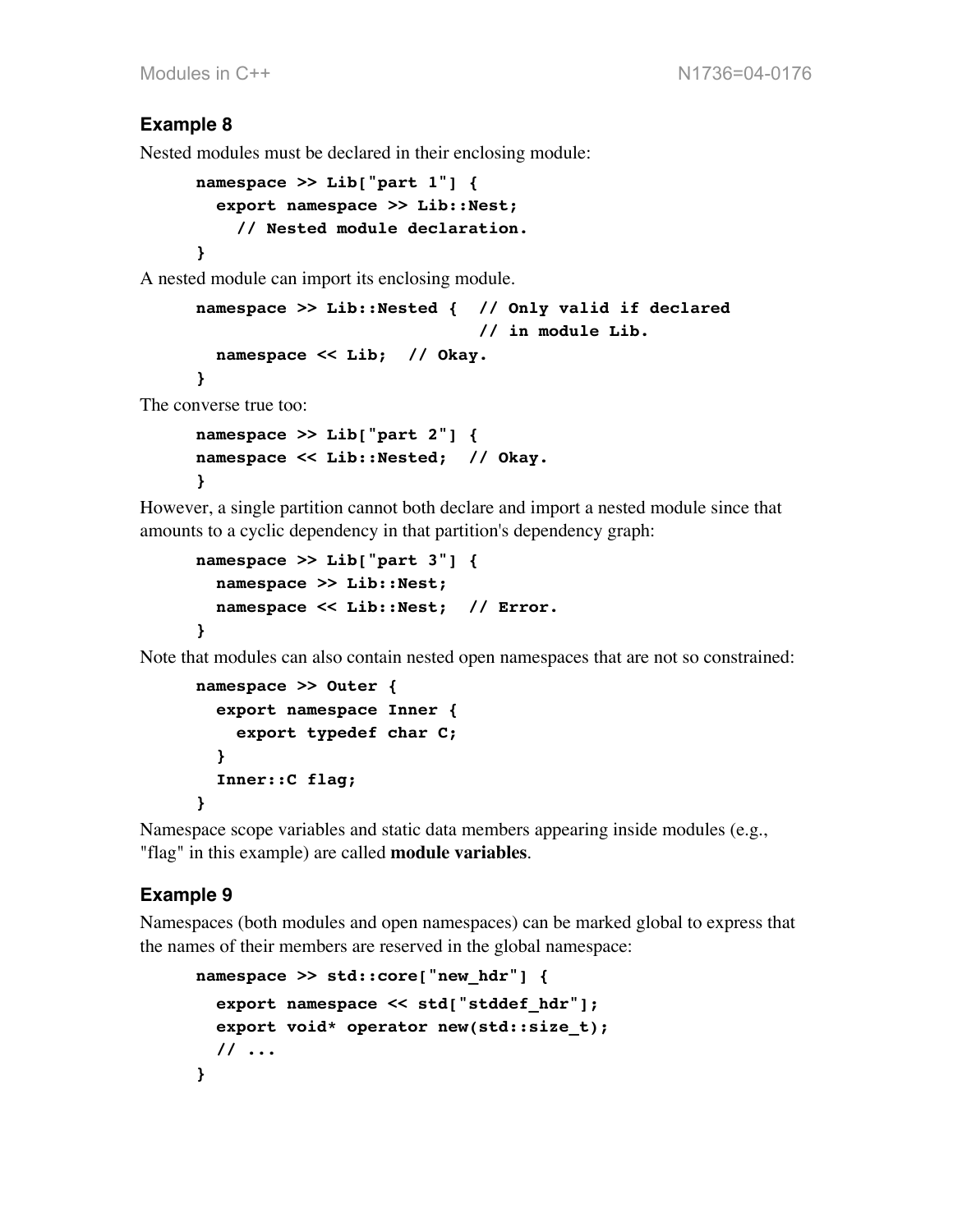### Example 8

Nested modules must be declared in their enclosing module:

```
namespace >> Lib["part 1"] {
  export namespace >> Lib::Nest;
    // Nested module declaration.
}
```

A nested module can import its enclosing module.

```
namespace >> Lib::Nested {  // Only valid if declared
                            // in module Lib.
  namespace << Lib;  // Okay.
}
```

The converse true too:

```
namespace >> Lib["part 2"] {
namespace << Lib::Nested;  // Okay.
}
```

However, a single partition cannot both declare and import a nested module since that amounts to a cyclic dependency in that partition's dependency graph:

```
namespace >> Lib["part 3"] {
  namespace >> Lib::Nest;
  namespace << Lib::Nest;  // Error.
}
```

Note that modules can also contain nested open namespaces that are not so constrained:

```
namespace >> Outer {
  export namespace Inner {
    export typedef char C;
  }
  Inner::C flag;
}
```

Namespace scope variables and static data members appearing inside modules (e.g., "flag" in this example) are called **module variables**.

### Example 9

Namespaces (both modules and open namespaces) can be marked global to express that the names of their members are reserved in the global namespace:

```
namespace >> std::core["new_hdr"] {
  export namespace << std["stddef_hdr"];
  export void* operator new(std::size_t);
  // ...
}
```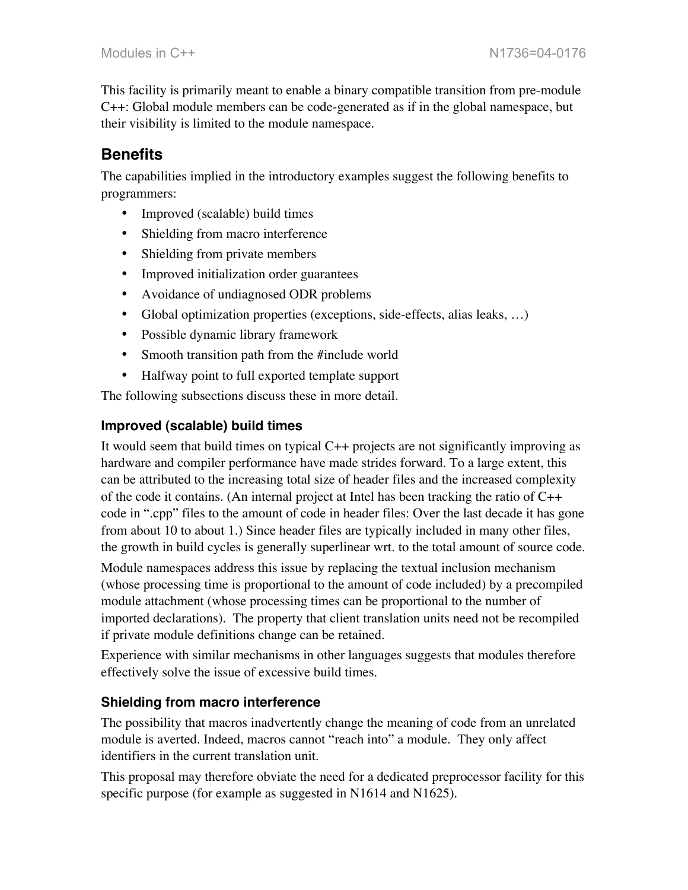This facility is primarily meant to enable a binary compatible transition from pre-module C++: Global module members can be code-generated as if in the global namespace, but their visibility is limited to the module namespace.

## Benefits

The capabilities implied in the introductory examples suggest the following benefits to programmers:

- Improved (scalable) build times
- Shielding from macro interference
- Shielding from private members
- Improved initialization order guarantees
- Avoidance of undiagnosed ODR problems
- Global optimization properties (exceptions, side-effects, alias leaks, …)
- Possible dynamic library framework
- Smooth transition path from the #include world
- Halfway point to full exported template support

The following subsections discuss these in more detail.

### Improved (scalable) build times

It would seem that build times on typical C++ projects are not significantly improving as hardware and compiler performance have made strides forward. To a large extent, this can be attributed to the increasing total size of header files and the increased complexity of the code it contains. (An internal project at Intel has been tracking the ratio of C++ code in ".cpp" files to the amount of code in header files: Over the last decade it has gone from about 10 to about 1.) Since header files are typically included in many other files, the growth in build cycles is generally superlinear wrt. to the total amount of source code.

Module namespaces address this issue by replacing the textual inclusion mechanism (whose processing time is proportional to the amount of code included) by a precompiled module attachment (whose processing times can be proportional to the number of imported declarations). The property that client translation units need not be recompiled if private module definitions change can be retained.

Experience with similar mechanisms in other languages suggests that modules therefore effectively solve the issue of excessive build times.

### Shielding from macro interference

The possibility that macros inadvertently change the meaning of code from an unrelated module is averted. Indeed, macros cannot "reach into" a module. They only affect identifiers in the current translation unit.

This proposal may therefore obviate the need for a dedicated preprocessor facility for this specific purpose (for example as suggested in N1614 and N1625).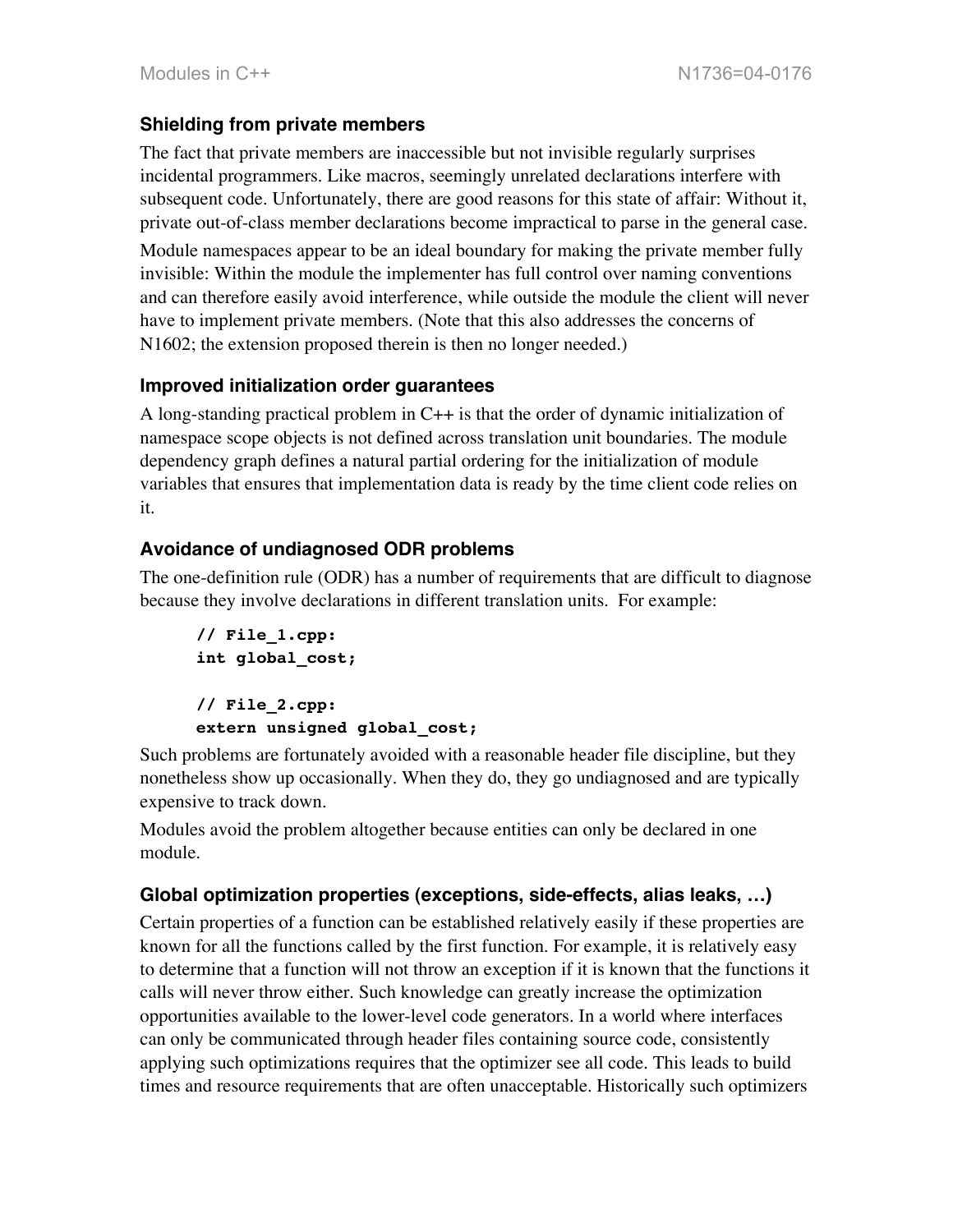### Shielding from private members

The fact that private members are inaccessible but not invisible regularly surprises incidental programmers. Like macros, seemingly unrelated declarations interfere with subsequent code. Unfortunately, there are good reasons for this state of affair: Without it, private out-of-class member declarations become impractical to parse in the general case.

Module namespaces appear to be an ideal boundary for making the private member fully invisible: Within the module the implementer has full control over naming conventions and can therefore easily avoid interference, while outside the module the client will never have to implement private members. (Note that this also addresses the concerns of N1602; the extension proposed therein is then no longer needed.)

### Improved initialization order guarantees

A long-standing practical problem in C++ is that the order of dynamic initialization of namespace scope objects is not defined across translation unit boundaries. The module dependency graph defines a natural partial ordering for the initialization of module variables that ensures that implementation data is ready by the time client code relies on it.

### Avoidance of undiagnosed ODR problems

The one-definition rule (ODR) has a number of requirements that are difficult to diagnose because they involve declarations in different translation units. For example:

```
// File_1.cpp:
int global_cost;

// File_2.cpp:
extern unsigned global_cost;
```

Such problems are fortunately avoided with a reasonable header file discipline, but they nonetheless show up occasionally. When they do, they go undiagnosed and are typically expensive to track down.

Modules avoid the problem altogether because entities can only be declared in one module.

### Global optimization properties (exceptions, side-effects, alias leaks, …)

Certain properties of a function can be established relatively easily if these properties are known for all the functions called by the first function. For example, it is relatively easy to determine that a function will not throw an exception if it is known that the functions it calls will never throw either. Such knowledge can greatly increase the optimization opportunities available to the lower-level code generators. In a world where interfaces can only be communicated through header files containing source code, consistently applying such optimizations requires that the optimizer see all code. This leads to build times and resource requirements that are often unacceptable. Historically such optimizers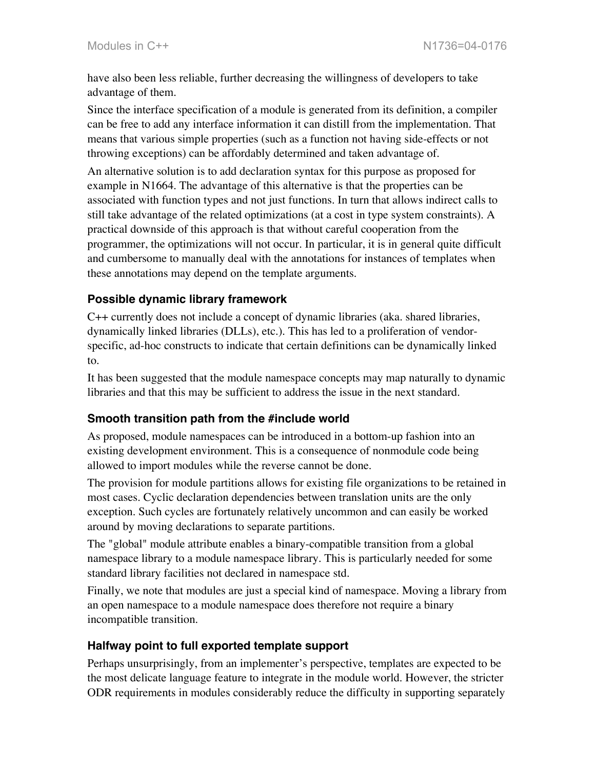have also been less reliable, further decreasing the willingness of developers to take advantage of them.

Since the interface specification of a module is generated from its definition, a compiler can be free to add any interface information it can distill from the implementation. That means that various simple properties (such as a function not having side-effects or not throwing exceptions) can be affordably determined and taken advantage of.

An alternative solution is to add declaration syntax for this purpose as proposed for example in N1664. The advantage of this alternative is that the properties can be associated with function types and not just functions. In turn that allows indirect calls to still take advantage of the related optimizations (at a cost in type system constraints). A practical downside of this approach is that without careful cooperation from the programmer, the optimizations will not occur. In particular, it is in general quite difficult and cumbersome to manually deal with the annotations for instances of templates when these annotations may depend on the template arguments.

### Possible dynamic library framework

C++ currently does not include a concept of dynamic libraries (aka. shared libraries, dynamically linked libraries (DLLs), etc.). This has led to a proliferation of vendor-specific, ad-hoc constructs to indicate that certain definitions can be dynamically linked to.

It has been suggested that the module namespace concepts may map naturally to dynamic libraries and that this may be sufficient to address the issue in the next standard.

### Smooth transition path from the #include world

As proposed, module namespaces can be introduced in a bottom-up fashion into an existing development environment. This is a consequence of nonmodule code being allowed to import modules while the reverse cannot be done.

The provision for module partitions allows for existing file organizations to be retained in most cases. Cyclic declaration dependencies between translation units are the only exception. Such cycles are fortunately relatively uncommon and can easily be worked around by moving declarations to separate partitions.

The "global" module attribute enables a binary-compatible transition from a global namespace library to a module namespace library. This is particularly needed for some standard library facilities not declared in namespace std.

Finally, we note that modules are just a special kind of namespace. Moving a library from an open namespace to a module namespace does therefore not require a binary incompatible transition.

### Halfway point to full exported template support

Perhaps unsurprisingly, from an implementer's perspective, templates are expected to be the most delicate language feature to integrate in the module world. However, the stricter ODR requirements in modules considerably reduce the difficulty in supporting separately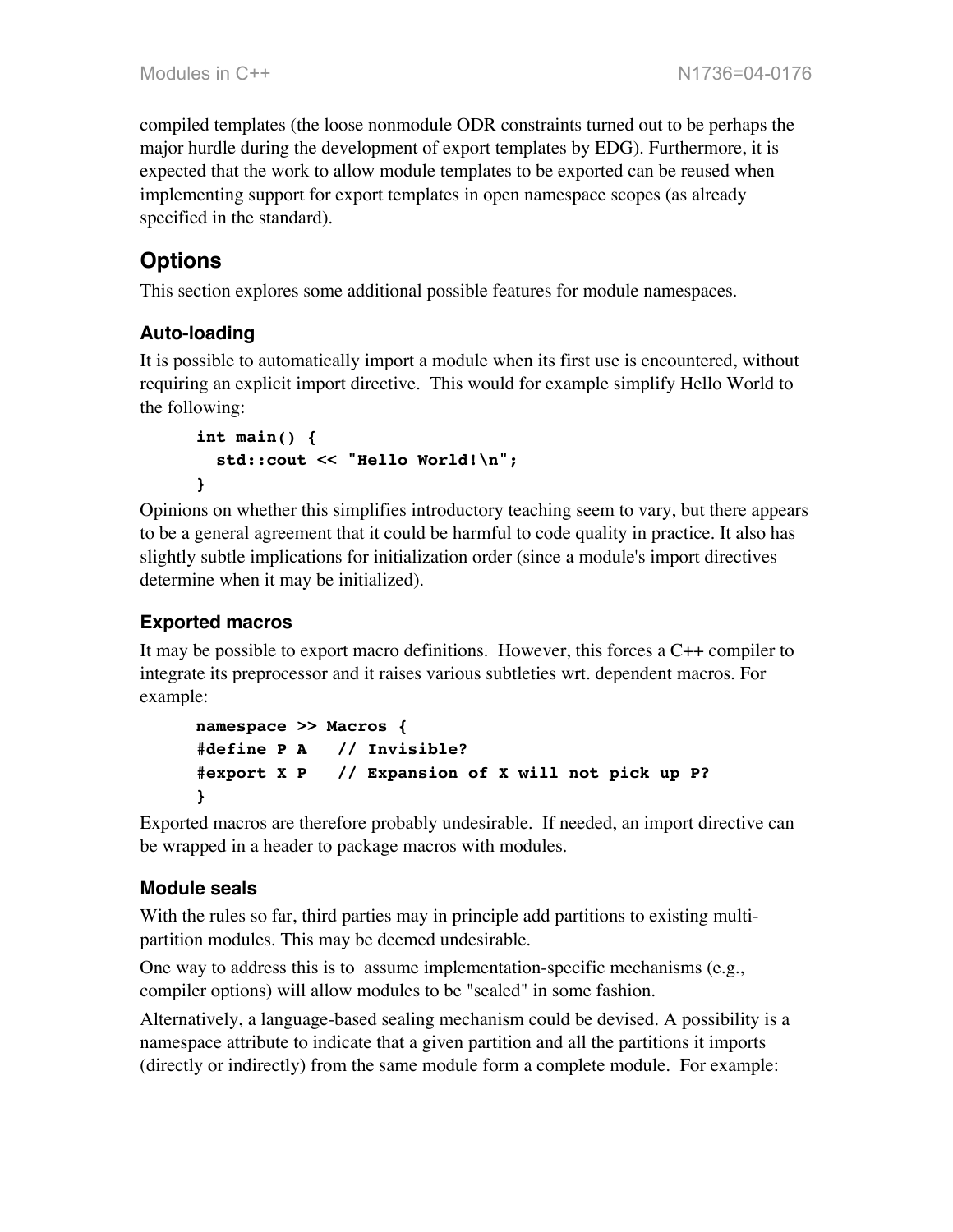compiled templates (the loose nonmodule ODR constraints turned out to be perhaps the major hurdle during the development of export templates by EDG). Furthermore, it is expected that the work to allow module templates to be exported can be reused when implementing support for export templates in open namespace scopes (as already specified in the standard).

## Options

This section explores some additional possible features for module namespaces.

### Auto-loading

It is possible to automatically import a module when its first use is encountered, without requiring an explicit import directive. This would for example simplify Hello World to the following:

```
int main() {
  std::cout << "Hello World!\n";
}
```

Opinions on whether this simplifies introductory teaching seem to vary, but there appears to be a general agreement that it could be harmful to code quality in practice. It also has slightly subtle implications for initialization order (since a module's import directives determine when it may be initialized).

### Exported macros

It may be possible to export macro definitions. However, this forces a C++ compiler to integrate its preprocessor and it raises various subtleties wrt. dependent macros. For example:

```
namespace >> Macros {
#define P A   // Invisible?
#export X P   // Expansion of X will not pick up P?
}
```

Exported macros are therefore probably undesirable. If needed, an import directive can be wrapped in a header to package macros with modules.

### Module seals

With the rules so far, third parties may in principle add partitions to existing multi-partition modules. This may be deemed undesirable.

One way to address this is to assume implementation-specific mechanisms (e.g., compiler options) will allow modules to be "sealed" in some fashion.

Alternatively, a language-based sealing mechanism could be devised. A possibility is a namespace attribute to indicate that a given partition and all the partitions it imports (directly or indirectly) from the same module form a complete module. For example: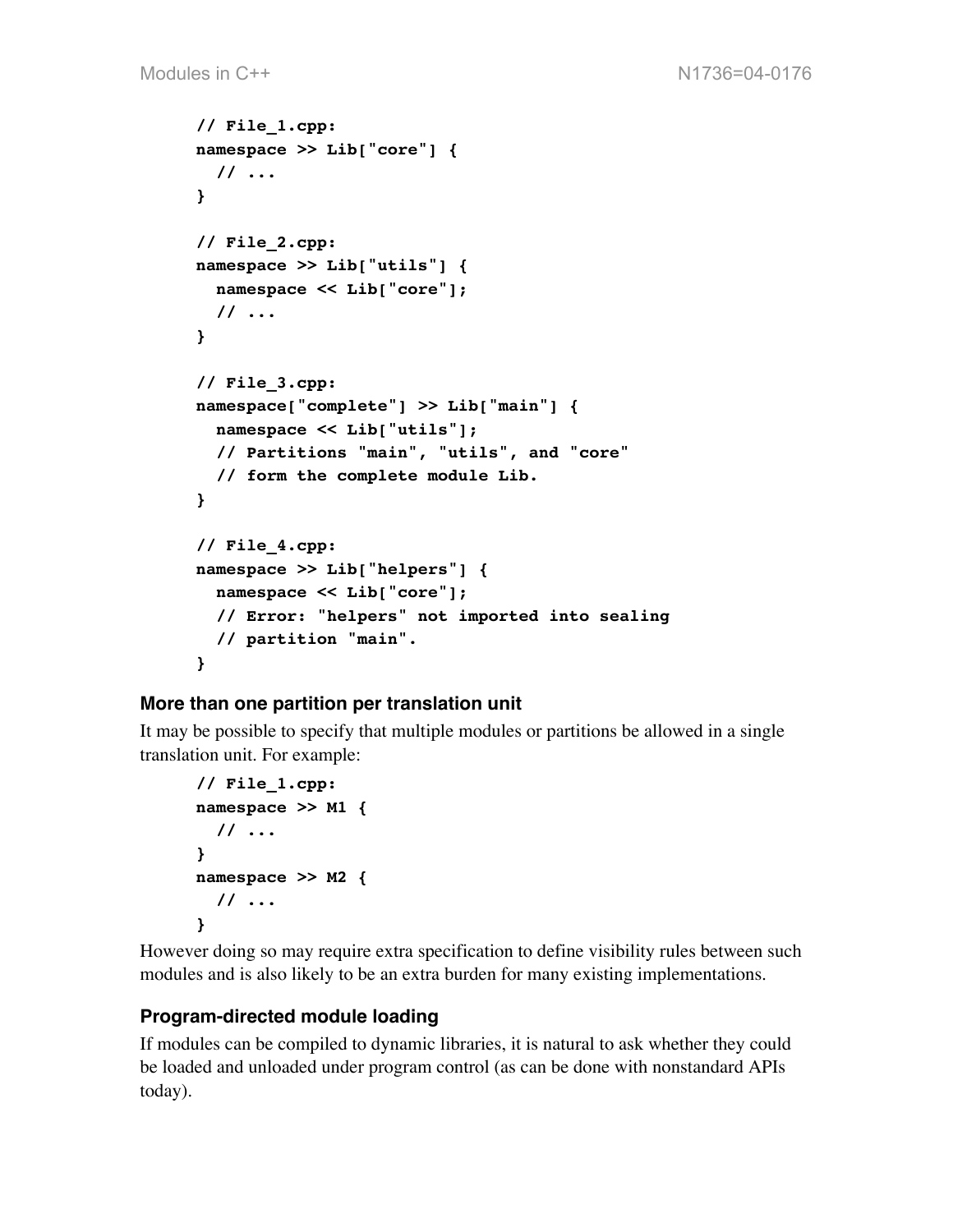```
// File_1.cpp:
namespace >> Lib["core"] {
  // ...
}

// File_2.cpp:
namespace >> Lib["utils"] {
  namespace << Lib["core"];
  // ...
}

// File_3.cpp:
namespace["complete"] >> Lib["main"] {
  namespace << Lib["utils"];
  // Partitions "main", "utils", and "core"
  // form the complete module Lib.
}

// File_4.cpp:
namespace >> Lib["helpers"] {
  namespace << Lib["core"];
  // Error: "helpers" not imported into sealing
  // partition "main".
}
```

### More than one partition per translation unit

It may be possible to specify that multiple modules or partitions be allowed in a single translation unit. For example:

```
// File_1.cpp:
namespace >> M1 {
  // ...
}
namespace >> M2 {
  // ...
}
```

However doing so may require extra specification to define visibility rules between such modules and is also likely to be an extra burden for many existing implementations.

### Program-directed module loading

If modules can be compiled to dynamic libraries, it is natural to ask whether they could be loaded and unloaded under program control (as can be done with nonstandard APIs today).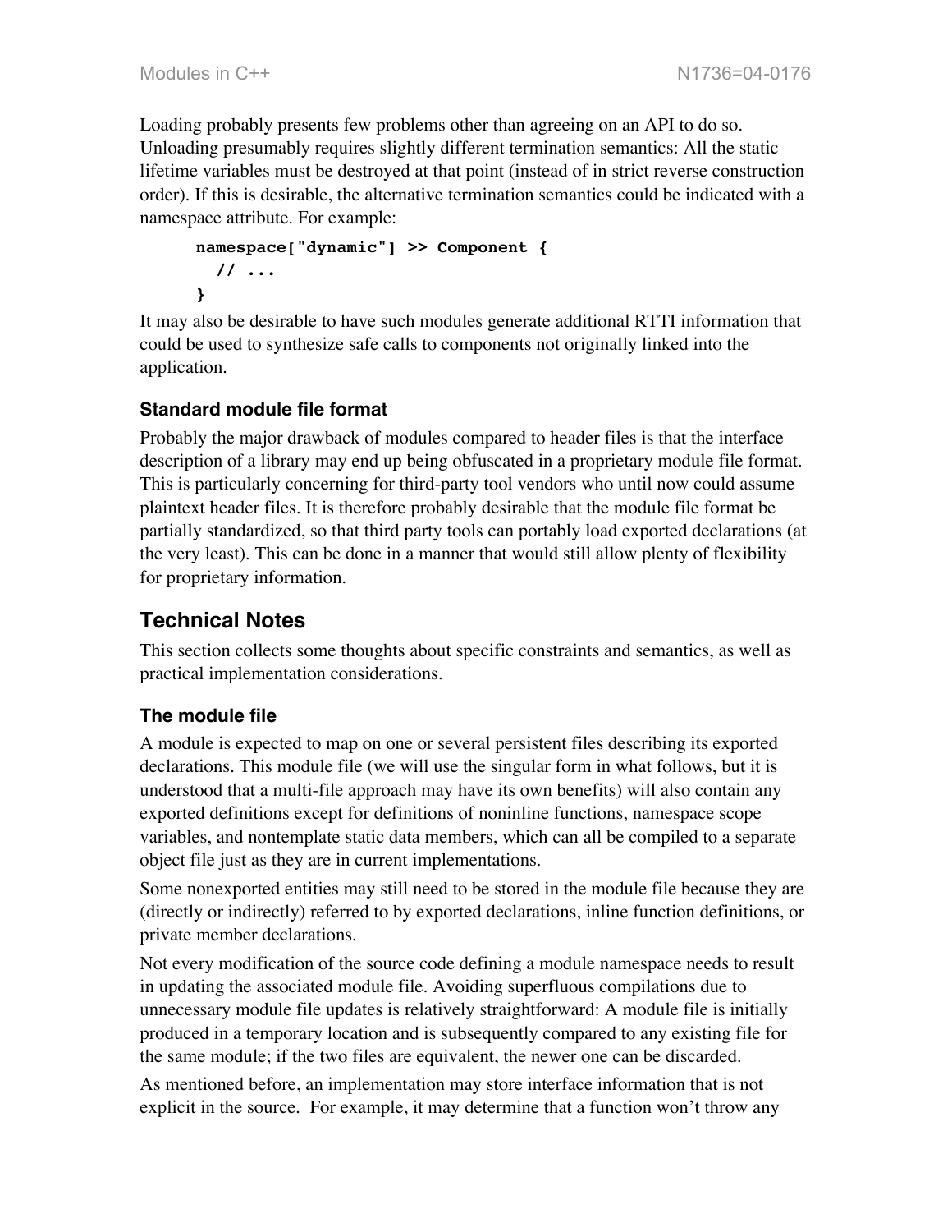Loading probably presents few problems other than agreeing on an API to do so. Unloading presumably requires slightly different termination semantics: All the static lifetime variables must be destroyed at that point (instead of in strict reverse construction order). If this is desirable, the alternative termination semantics could be indicated with a namespace attribute. For example:

```
namespace["dynamic"] >> Component {
  // ...
}
```

It may also be desirable to have such modules generate additional RTTI information that could be used to synthesize safe calls to components not originally linked into the application.

### Standard module file format

Probably the major drawback of modules compared to header files is that the interface description of a library may end up being obfuscated in a proprietary module file format. This is particularly concerning for third-party tool vendors who until now could assume plaintext header files. It is therefore probably desirable that the module file format be partially standardized, so that third party tools can portably load exported declarations (at the very least). This can be done in a manner that would still allow plenty of flexibility for proprietary information.

## Technical Notes

This section collects some thoughts about specific constraints and semantics, as well as practical implementation considerations.

### The module file

A module is expected to map on one or several persistent files describing its exported declarations. This module file (we will use the singular form in what follows, but it is understood that a multi-file approach may have its own benefits) will also contain any exported definitions except for definitions of noninline functions, namespace scope variables, and nontemplate static data members, which can all be compiled to a separate object file just as they are in current implementations.

Some nonexported entities may still need to be stored in the module file because they are (directly or indirectly) referred to by exported declarations, inline function definitions, or private member declarations.

Not every modification of the source code defining a module namespace needs to result in updating the associated module file. Avoiding superfluous compilations due to unnecessary module file updates is relatively straightforward: A module file is initially produced in a temporary location and is subsequently compared to any existing file for the same module; if the two files are equivalent, the newer one can be discarded.

As mentioned before, an implementation may store interface information that is not explicit in the source. For example, it may determine that a function won't throw any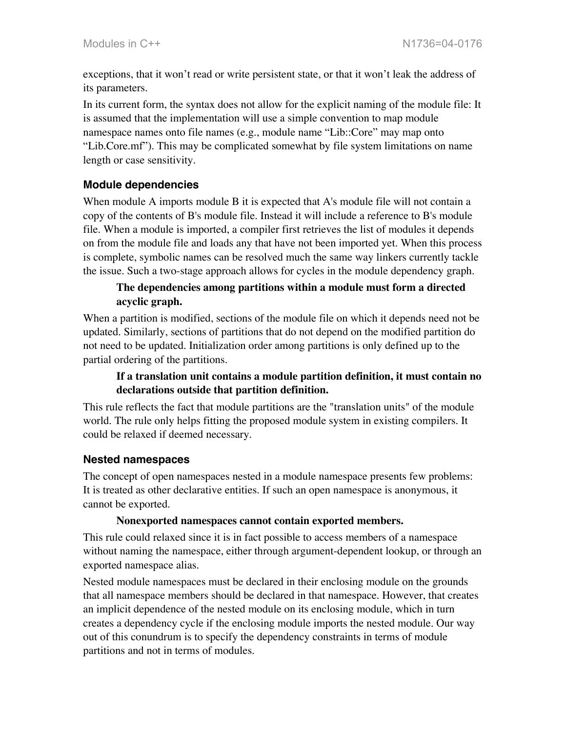exceptions, that it won't read or write persistent state, or that it won't leak the address of its parameters.

In its current form, the syntax does not allow for the explicit naming of the module file: It is assumed that the implementation will use a simple convention to map module namespace names onto file names (e.g., module name "Lib::Core" may map onto "Lib.Core.mf"). This may be complicated somewhat by file system limitations on name length or case sensitivity.

### Module dependencies

When module A imports module B it is expected that A's module file will not contain a copy of the contents of B's module file. Instead it will include a reference to B's module file. When a module is imported, a compiler first retrieves the list of modules it depends on from the module file and loads any that have not been imported yet. When this process is complete, symbolic names can be resolved much the same way linkers currently tackle the issue. Such a two-stage approach allows for cycles in the module dependency graph.

> **The dependencies among partitions within a module must form a directed acyclic graph.**

When a partition is modified, sections of the module file on which it depends need not be updated. Similarly, sections of partitions that do not depend on the modified partition do not need to be updated. Initialization order among partitions is only defined up to the partial ordering of the partitions.

> **If a translation unit contains a module partition definition, it must contain no declarations outside that partition definition.**

This rule reflects the fact that module partitions are the "translation units" of the module world. The rule only helps fitting the proposed module system in existing compilers. It could be relaxed if deemed necessary.

### Nested namespaces

The concept of open namespaces nested in a module namespace presents few problems: It is treated as other declarative entities. If such an open namespace is anonymous, it cannot be exported.

> **Nonexported namespaces cannot contain exported members.**

This rule could relaxed since it is in fact possible to access members of a namespace without naming the namespace, either through argument-dependent lookup, or through an exported namespace alias.

Nested module namespaces must be declared in their enclosing module on the grounds that all namespace members should be declared in that namespace. However, that creates an implicit dependence of the nested module on its enclosing module, which in turn creates a dependency cycle if the enclosing module imports the nested module. Our way out of this conundrum is to specify the dependency constraints in terms of module partitions and not in terms of modules.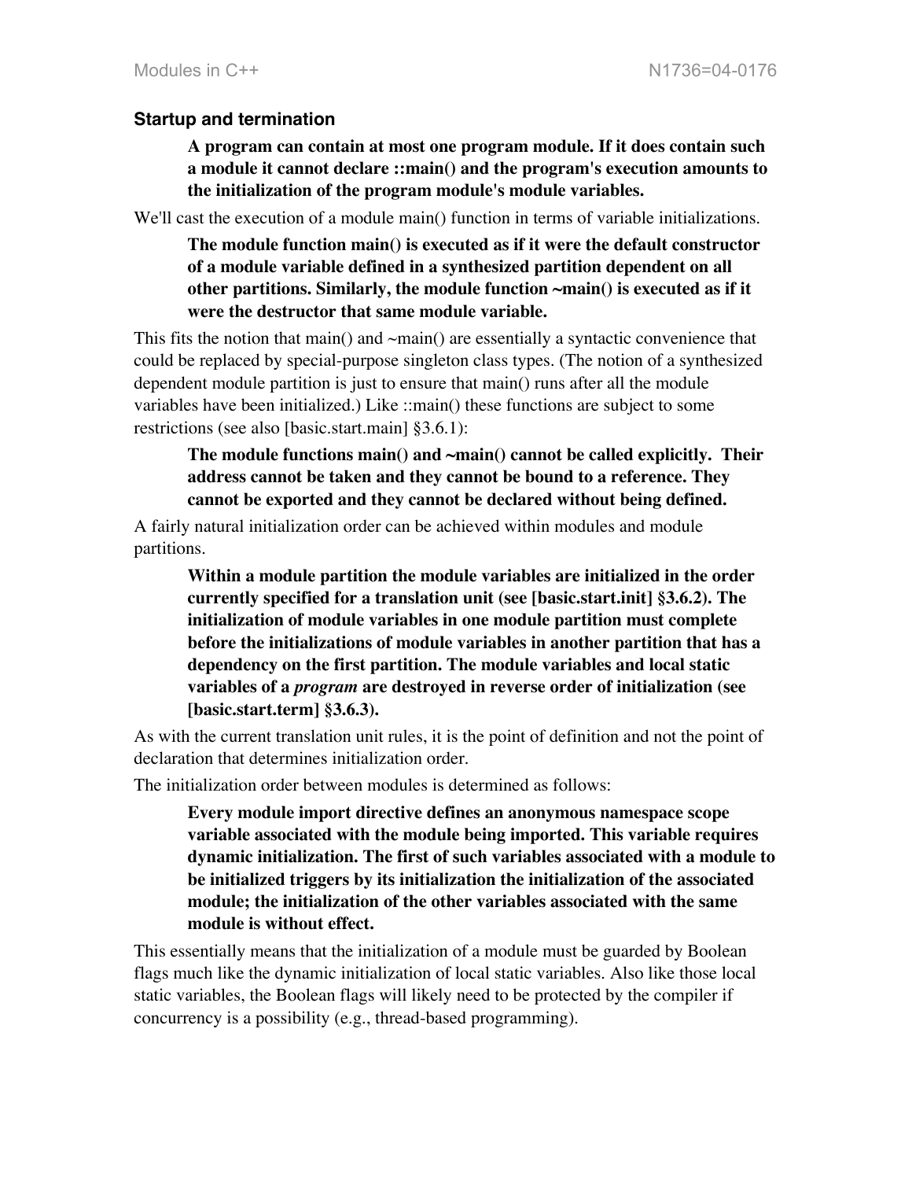### Startup and termination

> **A program can contain at most one program module. If it does contain such a module it cannot declare ::main() and the program's execution amounts to the initialization of the program module's module variables.**

We'll cast the execution of a module main() function in terms of variable initializations.

> **The module function main() is executed as if it were the default constructor of a module variable defined in a synthesized partition dependent on all other partitions. Similarly, the module function ~main() is executed as if it were the destructor that same module variable.**

This fits the notion that main() and ~main() are essentially a syntactic convenience that could be replaced by special-purpose singleton class types. (The notion of a synthesized dependent module partition is just to ensure that main() runs after all the module variables have been initialized.) Like ::main() these functions are subject to some restrictions (see also [basic.start.main] §3.6.1):

> **The module functions main() and ~main() cannot be called explicitly. Their address cannot be taken and they cannot be bound to a reference. They cannot be exported and they cannot be declared without being defined.**

A fairly natural initialization order can be achieved within modules and module partitions.

> **Within a module partition the module variables are initialized in the order currently specified for a translation unit (see [basic.start.init] §3.6.2). The initialization of module variables in one module partition must complete before the initializations of module variables in another partition that has a dependency on the first partition. The module variables and local static variables of a *program* are destroyed in reverse order of initialization (see [basic.start.term] §3.6.3).**

As with the current translation unit rules, it is the point of definition and not the point of declaration that determines initialization order.

The initialization order between modules is determined as follows:

> **Every module import directive defines an anonymous namespace scope variable associated with the module being imported. This variable requires dynamic initialization. The first of such variables associated with a module to be initialized triggers by its initialization the initialization of the associated module; the initialization of the other variables associated with the same module is without effect.**

This essentially means that the initialization of a module must be guarded by Boolean flags much like the dynamic initialization of local static variables. Also like those local static variables, the Boolean flags will likely need to be protected by the compiler if concurrency is a possibility (e.g., thread-based programming).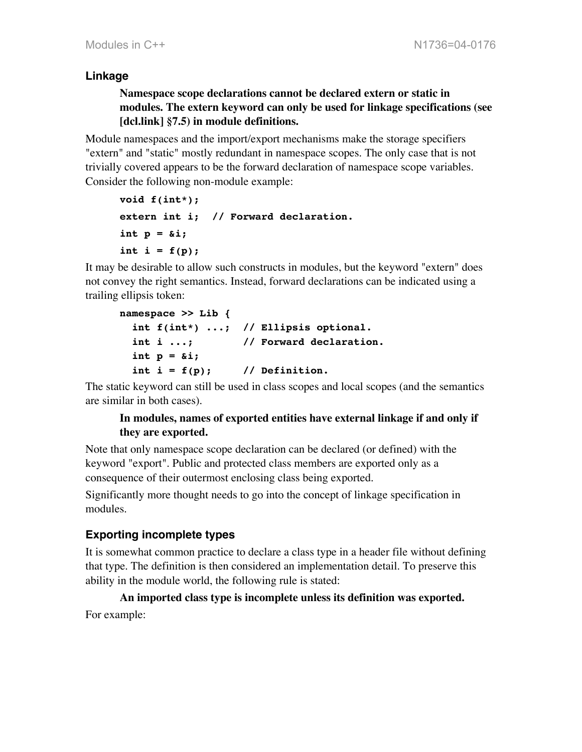### Linkage

> **Namespace scope declarations cannot be declared extern or static in modules. The extern keyword can only be used for linkage specifications (see [dcl.link] §7.5) in module definitions.**

Module namespaces and the import/export mechanisms make the storage specifiers "extern" and "static" mostly redundant in namespace scopes. The only case that is not trivially covered appears to be the forward declaration of namespace scope variables. Consider the following non-module example:

```
void f(int*);
extern int i;  // Forward declaration.
int p = &i;
int i = f(p);
```

It may be desirable to allow such constructs in modules, but the keyword "extern" does not convey the right semantics. Instead, forward declarations can be indicated using a trailing ellipsis token:

```
namespace >> Lib {
  int f(int*) ...;  // Ellipsis optional.
  int i ...;        // Forward declaration.
  int p = &i;
  int i = f(p);     // Definition.
```

The static keyword can still be used in class scopes and local scopes (and the semantics are similar in both cases).

> **In modules, names of exported entities have external linkage if and only if they are exported.**

Note that only namespace scope declaration can be declared (or defined) with the keyword "export". Public and protected class members are exported only as a consequence of their outermost enclosing class being exported.

Significantly more thought needs to go into the concept of linkage specification in modules.

### Exporting incomplete types

It is somewhat common practice to declare a class type in a header file without defining that type. The definition is then considered an implementation detail. To preserve this ability in the module world, the following rule is stated:

> **An imported class type is incomplete unless its definition was exported.**

For example: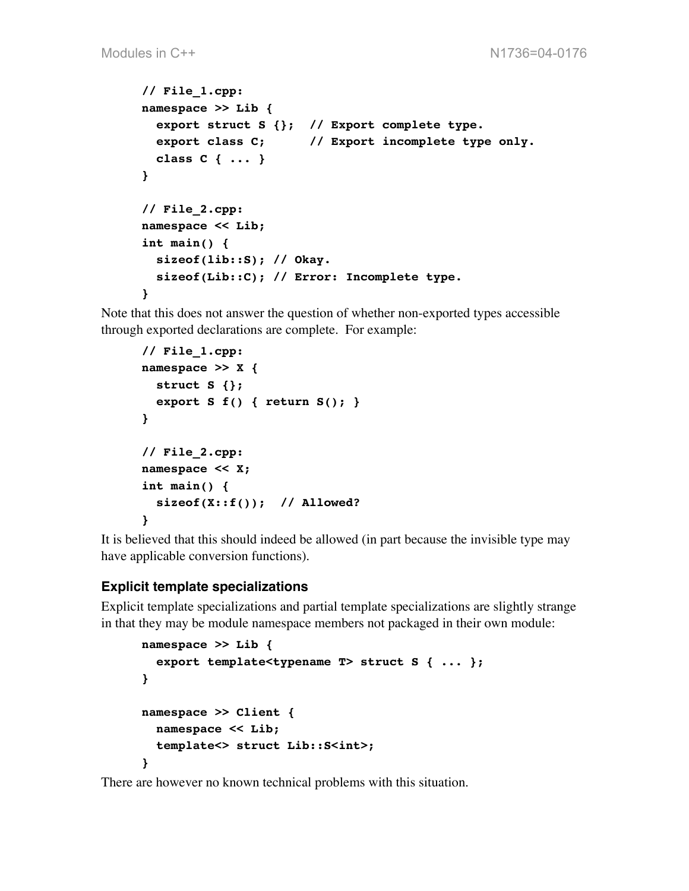```
// File_1.cpp:
namespace >> Lib {
  export struct S {};  // Export complete type.
  export class C;      // Export incomplete type only.
  class C { ... }
}

// File_2.cpp:
namespace << Lib;
int main() {
  sizeof(lib::S); // Okay.
  sizeof(Lib::C); // Error: Incomplete type.
}
```

Note that this does not answer the question of whether non-exported types accessible through exported declarations are complete. For example:

```
// File_1.cpp:
namespace >> X {
  struct S {};
  export S f() { return S(); }
}

// File_2.cpp:
namespace << X;
int main() {
  sizeof(X::f());  // Allowed?
}
```

It is believed that this should indeed be allowed (in part because the invisible type may have applicable conversion functions).

### Explicit template specializations

Explicit template specializations and partial template specializations are slightly strange in that they may be module namespace members not packaged in their own module:

```
namespace >> Lib {
  export template<typename T> struct S { ... };
}

namespace >> Client {
  namespace << Lib;
  template<> struct Lib::S<int>;
}
```

There are however no known technical problems with this situation.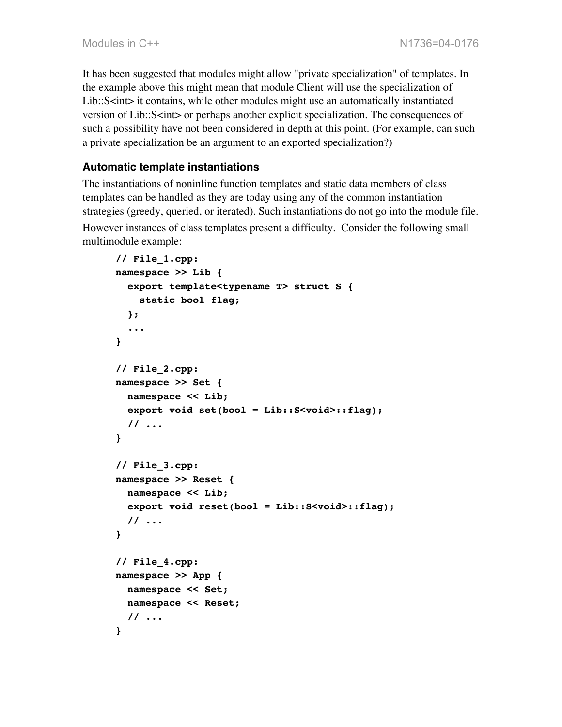It has been suggested that modules might allow "private specialization" of templates. In the example above this might mean that module Client will use the specialization of Lib::S<int> it contains, while other modules might use an automatically instantiated version of Lib::S<int> or perhaps another explicit specialization. The consequences of such a possibility have not been considered in depth at this point. (For example, can such a private specialization be an argument to an exported specialization?)

### Automatic template instantiations

The instantiations of noninline function templates and static data members of class templates can be handled as they are today using any of the common instantiation strategies (greedy, queried, or iterated). Such instantiations do not go into the module file.

However instances of class templates present a difficulty. Consider the following small multimodule example:

```
// File_1.cpp:
namespace >> Lib {
  export template<typename T> struct S {
    static bool flag;
  };
  ...
}

// File_2.cpp:
namespace >> Set {
  namespace << Lib;
  export void set(bool = Lib::S<void>::flag);
  // ...
}

// File_3.cpp:
namespace >> Reset {
  namespace << Lib;
  export void reset(bool = Lib::S<void>::flag);
  // ...
}

// File_4.cpp:
namespace >> App {
  namespace << Set;
  namespace << Reset;
  // ...
}
```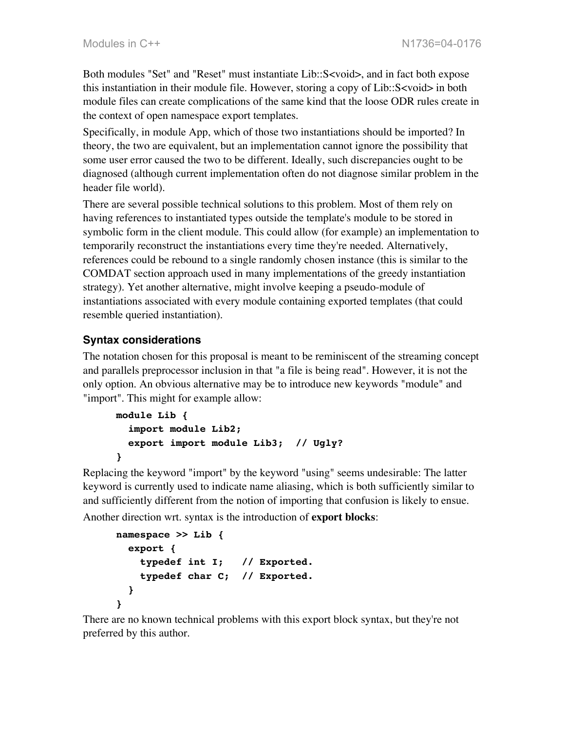Both modules "Set" and "Reset" must instantiate Lib::S<void>, and in fact both expose this instantiation in their module file. However, storing a copy of Lib::S<void> in both module files can create complications of the same kind that the loose ODR rules create in the context of open namespace export templates.

Specifically, in module App, which of those two instantiations should be imported? In theory, the two are equivalent, but an implementation cannot ignore the possibility that some user error caused the two to be different. Ideally, such discrepancies ought to be diagnosed (although current implementation often do not diagnose similar problem in the header file world).

There are several possible technical solutions to this problem. Most of them rely on having references to instantiated types outside the template's module to be stored in symbolic form in the client module. This could allow (for example) an implementation to temporarily reconstruct the instantiations every time they're needed. Alternatively, references could be rebound to a single randomly chosen instance (this is similar to the COMDAT section approach used in many implementations of the greedy instantiation strategy). Yet another alternative, might involve keeping a pseudo-module of instantiations associated with every module containing exported templates (that could resemble queried instantiation).

### Syntax considerations

The notation chosen for this proposal is meant to be reminiscent of the streaming concept and parallels preprocessor inclusion in that "a file is being read". However, it is not the only option. An obvious alternative may be to introduce new keywords "module" and "import". This might for example allow:

```
module Lib {
  import module Lib2;
  export import module Lib3;  // Ugly?
}
```

Replacing the keyword "import" by the keyword "using" seems undesirable: The latter keyword is currently used to indicate name aliasing, which is both sufficiently similar to and sufficiently different from the notion of importing that confusion is likely to ensue.

Another direction wrt. syntax is the introduction of **export blocks**:

```
namespace >> Lib {
  export {
    typedef int I;   // Exported.
    typedef char C;  // Exported.
  }
}
```

There are no known technical problems with this export block syntax, but they're not preferred by this author.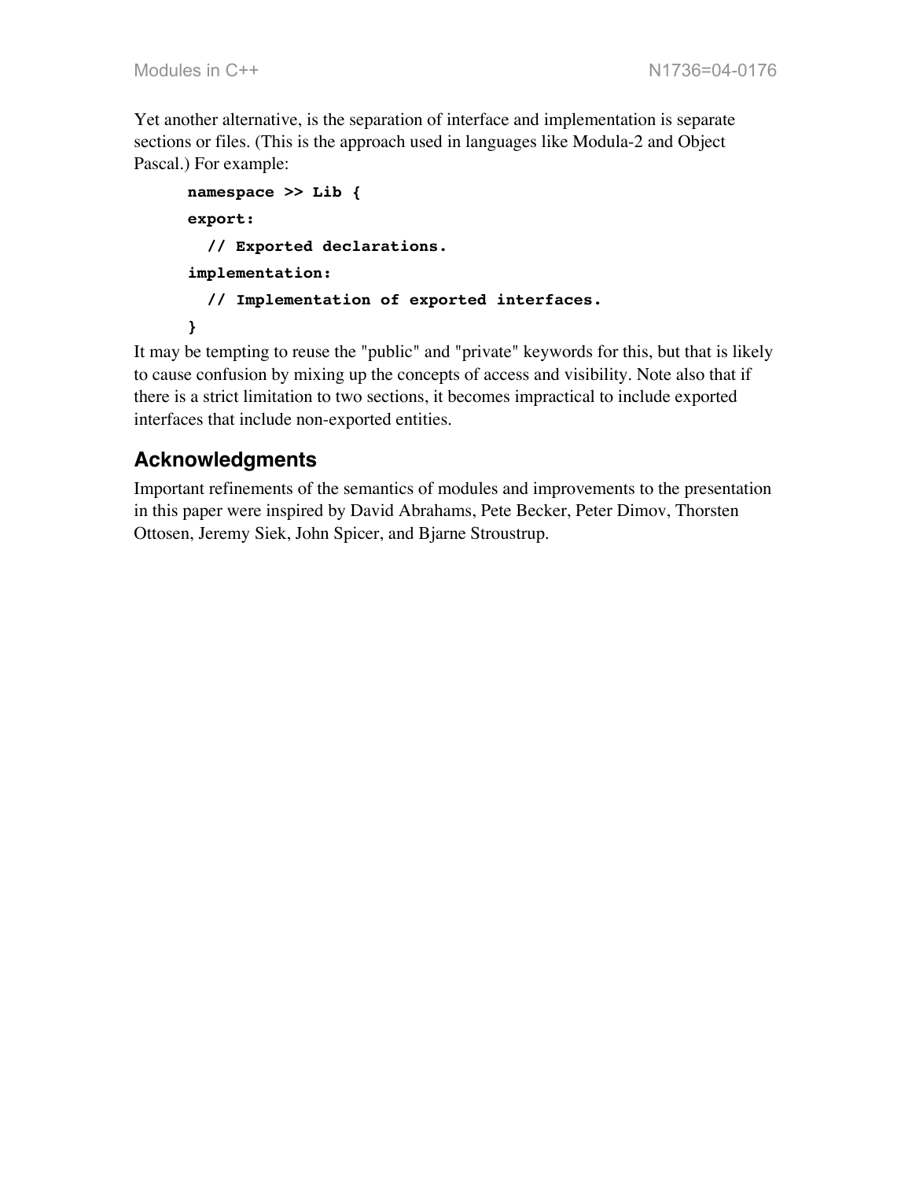Yet another alternative, is the separation of interface and implementation is separate sections or files. (This is the approach used in languages like Modula-2 and Object Pascal.) For example:

```
namespace >> Lib {
export:
  // Exported declarations.
implementation:
  // Implementation of exported interfaces.
}
```

It may be tempting to reuse the "public" and "private" keywords for this, but that is likely to cause confusion by mixing up the concepts of access and visibility. Note also that if there is a strict limitation to two sections, it becomes impractical to include exported interfaces that include non-exported entities.

## Acknowledgments

Important refinements of the semantics of modules and improvements to the presentation in this paper were inspired by David Abrahams, Pete Becker, Peter Dimov, Thorsten Ottosen, Jeremy Siek, John Spicer, and Bjarne Stroustrup.